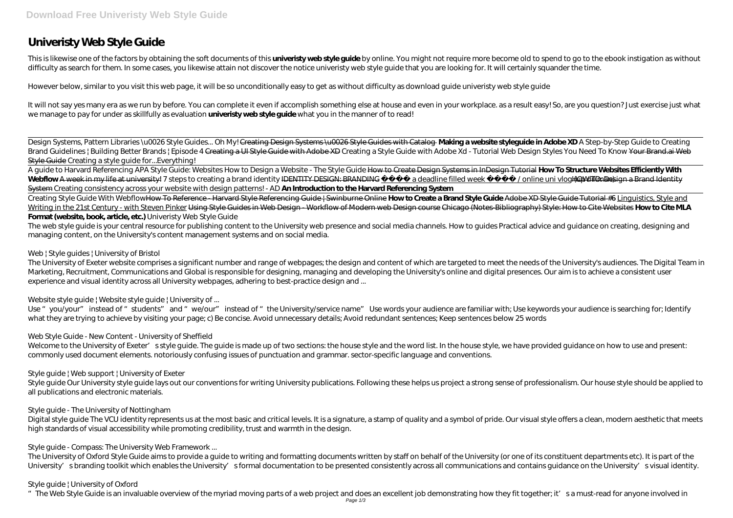# Univeristy Web Style Guide

This is likewise one of the factors by obtaining the soft documents of this **univeristy web style guide** by online. You might not require more become old to spend to go to the ebook instigation as without difficulty as search for them. In some cases, you likewise attain not discover the notice univeristy web style guide that you are looking for. It will certainly squander the time.

However below, similar to you visit this web page, it will be so unconditionally easy to get as without difficulty as download guide univeristy web style guide

It will not say yes many era as we run by before. You can complete it even if accomplish something else at house and even in your workplace. as a result easy! So, are you question? Just exercise just what we manage to pay for under as skillfully as evaluation **univeristy web style guide** what you in the manner of to read!

Design Systems, Pattern Libraries \u0026 Style Guides... Oh My! ~~Creating Design Systems \u0026 Style Guides with Catalog~~ **Making a website styleguide in Adobe XD** *A Step-by-Step Guide to Creating Brand Guidelines | Building Better Brands | Episode 4* ~~Creating a UI Style Guide with Adobe XD~~ *Creating a Style Guide with Adobe Xd - Tutorial* *Web Design Styles You Need To Know* ~~Your Brand.ai Web Style Guide~~ *Creating a style guide for...Everything!*

A guide to Harvard Referencing *APA Style Guide: Websites* *How to Design a Website - The Style Guide* ~~How to Create Design Systems in InDesign Tutorial~~ **How To Structure Websites Efficiently With Webflow** ~~A week in my life at university!~~ *7 steps to creating a brand identity* ~~IDENTITY DESIGN: BRANDING~~ ~~a deadline filled week / online uni vlog (UWE Bristol)~~ ~~How To Design a Brand Identity System~~ *Creating consistency across your website with design patterns! - AD* **An Introduction to the Harvard Referencing System**

Creating Style Guide With Webflow ~~How To Reference - Harvard Style Referencing Guide | Swinburne Online~~ **How to Create a Brand Style Guide** ~~Adobe XD Style Guide Tutorial #6~~ ~~Linguistics, Style and Writing in the 21st Century - with Steven Pinker~~ ~~Using Style Guides in Web Design - Workflow of Modern web Design course~~ ~~Chicago (Notes-Bibliography) Style: How to Cite Websites~~ **How to Cite MLA Format (website, book, article, etc.)** *Univeristy Web Style Guide*

The web style guide is your central resource for publishing content to the University web presence and social media channels. How to guides Practical advice and guidance on creating, designing and managing content, on the University's content management systems and on social media.

*Web | Style guides | University of Bristol*

The University of Exeter website comprises a significant number and range of webpages; the design and content of which are targeted to meet the needs of the University's audiences. The Digital Team in Marketing, Recruitment, Communications and Global is responsible for designing, managing and developing the University's online and digital presences. Our aim is to achieve a consistent user experience and visual identity across all University webpages, adhering to best-practice design and ...

*Website style guide | Website style guide | University of ...*

Use "you/your" instead of "students" and "we/our" instead of "the University/service name" Use words your audience are familiar with; Use keywords your audience is searching for; Identify what they are trying to achieve by visiting your page; c) Be concise. Avoid unnecessary details; Avoid redundant sentences; Keep sentences below 25 words

*Web Style Guide - New Content - University of Sheffield*

Welcome to the University of Exeter's style guide. The guide is made up of two sections: the house style and the word list. In the house style, we have provided guidance on how to use and present: commonly used document elements. notoriously confusing issues of punctuation and grammar. sector-specific language and conventions.

*Style guide | Web support | University of Exeter*

Style guide Our University style guide lays out our conventions for writing University publications. Following these helps us project a strong sense of professionalism. Our house style should be applied to all publications and electronic materials.

*Style guide - The University of Nottingham*

Digital style guide The VCU identity represents us at the most basic and critical levels. It is a signature, a stamp of quality and a symbol of pride. Our visual style offers a clean, modern aesthetic that meets high standards of visual accessibility while promoting credibility, trust and warmth in the design.

*Style guide - Compass: The University Web Framework ...*

The University of Oxford Style Guide aims to provide a guide to writing and formatting documents written by staff on behalf of the University (or one of its constituent departments etc). It is part of the University's branding toolkit which enables the University's formal documentation to be presented consistently across all communications and contains guidance on the University's visual identity.

*Style guide | University of Oxford*

"The Web Style Guide is an invaluable overview of the myriad moving parts of a web project and does an excellent job demonstrating how they fit together; it's a must-read for anyone involved in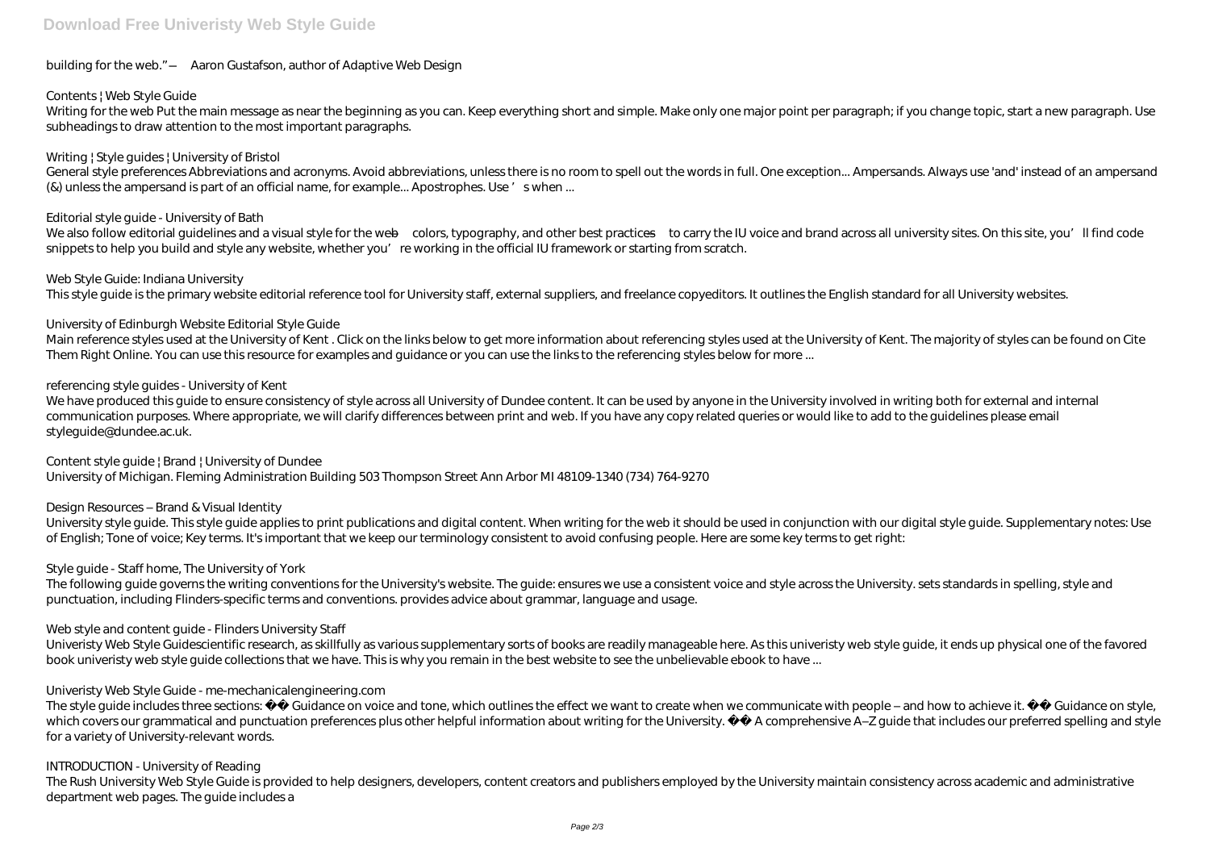building for the web." —Aaron Gustafson, author of Adaptive Web Design

## Contents | Web Style Guide

Writing for the web Put the main message as near the beginning as you can. Keep everything short and simple. Make only one major point per paragraph; if you change topic, start a new paragraph. Use subheadings to draw attention to the most important paragraphs.

## Writing | Style guides | University of Bristol

General style preferences Abbreviations and acronyms. Avoid abbreviations, unless there is no room to spell out the words in full. One exception... Ampersands. Always use 'and' instead of an ampersand (&) unless the ampersand is part of an official name, for example... Apostrophes. Use ' s when ...

## Editorial style guide - University of Bath

We also follow editorial guidelines and a visual style for the web—colors, typography, and other best practices—to carry the IU voice and brand across all university sites. On this site, you'll find code snippets to help you build and style any website, whether you're working in the official IU framework or starting from scratch.

## Web Style Guide: Indiana University

This style guide is the primary website editorial reference tool for University staff, external suppliers, and freelance copyeditors. It outlines the English standard for all University websites.

## University of Edinburgh Website Editorial Style Guide

Main reference styles used at the University of Kent . Click on the links below to get more information about referencing styles used at the University of Kent. The majority of styles can be found on Cite Them Right Online. You can use this resource for examples and guidance or you can use the links to the referencing styles below for more ...

## referencing style guides - University of Kent

We have produced this guide to ensure consistency of style across all University of Dundee content. It can be used by anyone in the University involved in writing both for external and internal communication purposes. Where appropriate, we will clarify differences between print and web. If you have any copy related queries or would like to add to the guidelines please email styleguide@dundee.ac.uk.

## Content style guide | Brand | University of Dundee

University of Michigan. Fleming Administration Building 503 Thompson Street Ann Arbor MI 48109-1340 (734) 764-9270

## Design Resources – Brand & Visual Identity

University style guide. This style guide applies to print publications and digital content. When writing for the web it should be used in conjunction with our digital style guide. Supplementary notes: Use of English; Tone of voice; Key terms. It's important that we keep our terminology consistent to avoid confusing people. Here are some key terms to get right:

## Style guide - Staff home, The University of York

The following guide governs the writing conventions for the University's website. The guide: ensures we use a consistent voice and style across the University. sets standards in spelling, style and punctuation, including Flinders-specific terms and conventions. provides advice about grammar, language and usage.

## Web style and content guide - Flinders University Staff

Univeristy Web Style Guidescientific research, as skillfully as various supplementary sorts of books are readily manageable here. As this univeristy web style guide, it ends up physical one of the favored book univeristy web style guide collections that we have. This is why you remain in the best website to see the unbelievable ebook to have ...

## Univeristy Web Style Guide - me-mechanicalengineering.com

The style guide includes three sections: Guidance on voice and tone, which outlines the effect we want to create when we communicate with people – and how to achieve it. Guidance on style, which covers our grammatical and punctuation preferences plus other helpful information about writing for the University. A comprehensive A–Z guide that includes our preferred spelling and style for a variety of University-relevant words.

## INTRODUCTION - University of Reading

The Rush University Web Style Guide is provided to help designers, developers, content creators and publishers employed by the University maintain consistency across academic and administrative department web pages. The guide includes a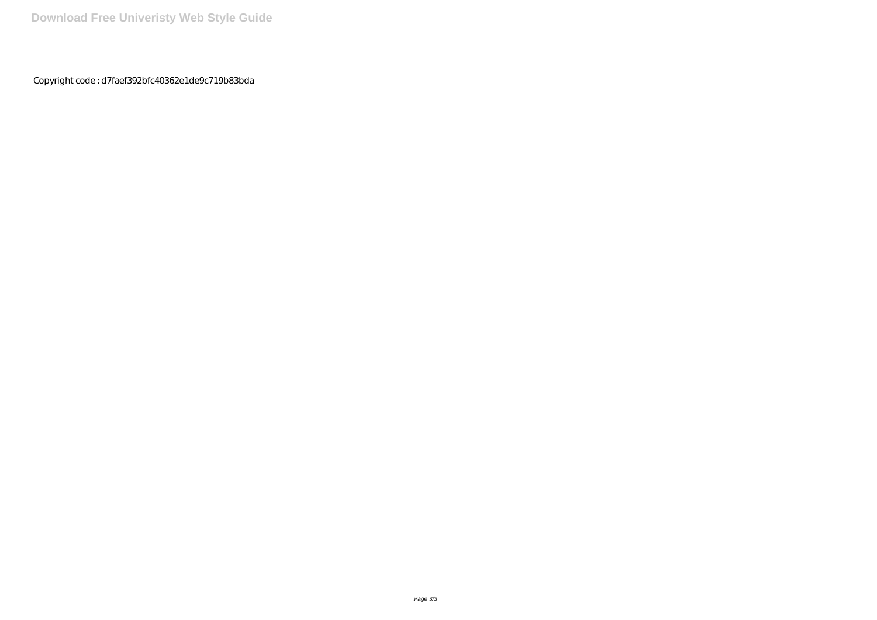Copyright code : d7faef392bfc40362e1de9c719b83bda